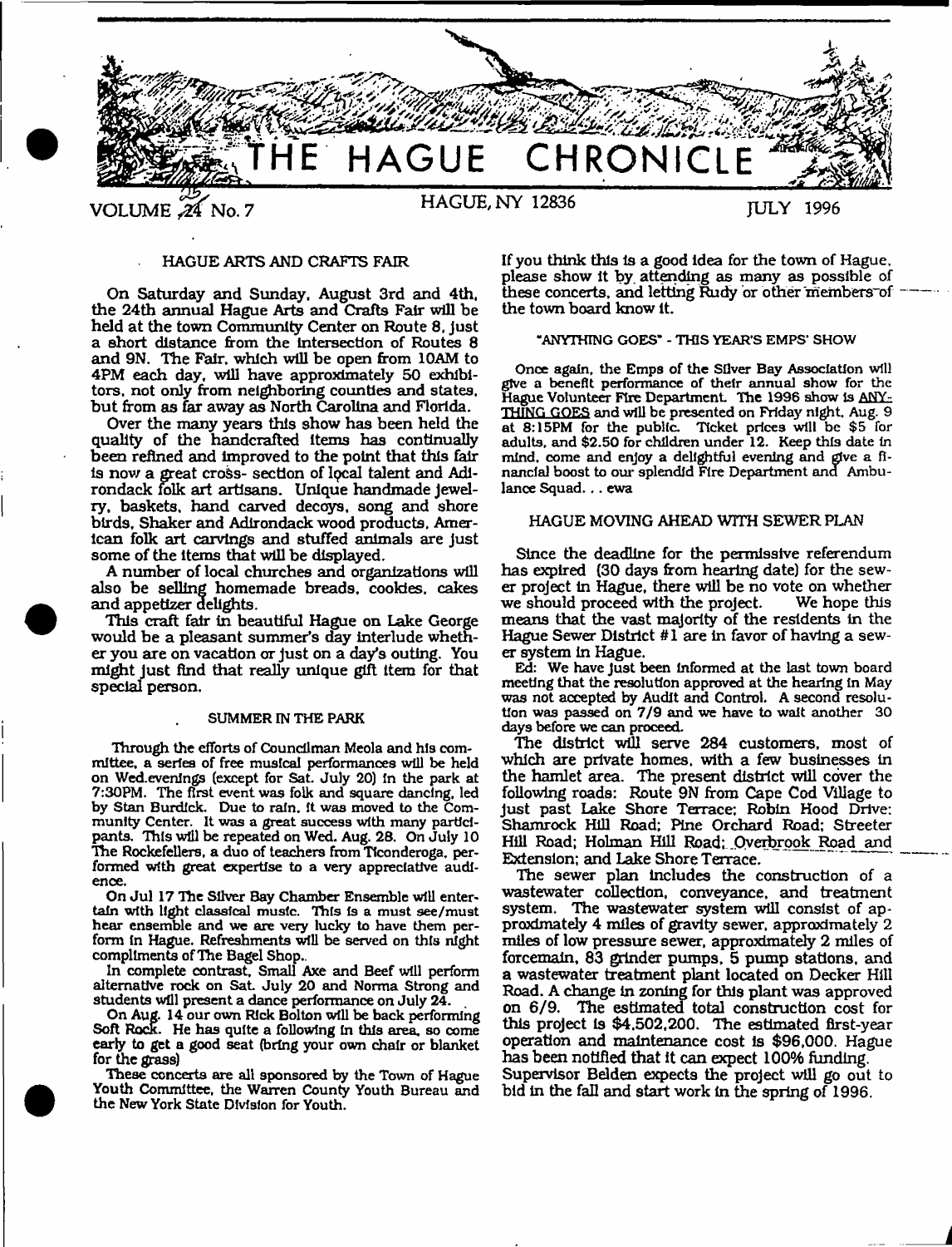# THE HAGUE CHRONICLE

VOLUME 24 No. 7 — HAGUE, NY 12836 — JULY 1996

## HAGUE ARTS AND CRAFTS FAIR

On Saturday and Sunday, August 3rd and 4th, the 24th annual Hague Arts and Crafts Fair will be held at the town Community Center on Route 8, just a short distance from the intersection of Routes 8 and 9N. The Fair, which will be open from 10AM to 4PM each day, will have approximately 50 exhibitors, not only from neighboring counties and states, but from as far away as North Carolina and Florida.

Over the many years this show has been held the quality of the handcrafted items has continually been refined and improved to the point that this fair is now a great cross- section of local talent and Adirondack folk art artisans. Unique handmade jewelry, baskets, hand carved decoys, song and shore birds, Shaker and Adirondack wood products, American folk art carvings and stuffed animals are just some of the items that will be displayed.

A number of local churches and organizations will also be selling homemade breads, cookies, cakes and appetizer delights.

This craft fair in beautiful Hague on Lake George would be a pleasant summer's day interlude whether you are on vacation or just on a day's outing. You might just find that really unique gift item for that special person.

## SUMMER IN THE PARK

Through the efforts of Councilman Meola and his committee, a series of free musical performances will be held on Wed.evenings (except for Sat. July 20) in the park at 7:30PM. The first event was folk and square dancing, led by Stan Burdick. Due to rain, it was moved to the Community Center. It was a great success with many participants. This will be repeated on Wed. Aug. 28. On July 10 The Rockefellers, a duo of teachers from Ticonderoga, performed with great expertise to a very appreciative audience.

On Jul 17 The Silver Bay Chamber Ensemble will entertain with light classical music. This is a must see/must hear ensemble and we are very lucky to have them perform in Hague. Refreshments will be served on this night compliments of The Bagel Shop.

In complete contrast, Small Axe and Beef will perform alternative rock on Sat. July 20 and Norma Strong and students will present a dance performance on July 24.

On Aug. 14 our own Rick Bolton will be back performing Soft Rock. He has quite a following in this area, so come early to get a good seat (bring your own chair or blanket for the grass)

These concerts are all sponsored by the Town of Hague Youth Committee, the Warren County Youth Bureau and the New York State Division for Youth.

If you think this is a good idea for the town of Hague, please show it by attending as many as possible of these concerts, and letting Rudy or other members of the town board know it.

## "ANYTHING GOES" - THIS YEAR'S EMPS' SHOW

Once again, the Emps of the Silver Bay Association will give a benefit performance of their annual show for the Hague Volunteer Fire Department. The 1996 show is ANYTHING GOES and will be presented on Friday night, Aug. 9 at 8:15PM for the public. Ticket prices will be $5 for adults, and $2.50 for children under 12. Keep this date in mind, come and enjoy a delightful evening and give a financial boost to our splendid Fire Department and Ambulance Squad. . . ewa

## HAGUE MOVING AHEAD WITH SEWER PLAN

Since the deadline for the permissive referendum has expired (30 days from hearing date) for the sewer project in Hague, there will be no vote on whether we should proceed with the project. We hope this means that the vast majority of the residents in the Hague Sewer District #1 are in favor of having a sewer system in Hague.

Ed: We have just been informed at the last town board meeting that the resolution approved at the hearing in May was not accepted by Audit and Control. A second resolution was passed on 7/9 and we have to wait another 30 days before we can proceed.

The district will serve 284 customers, most of which are private homes, with a few businesses in the hamlet area. The present district will cover the following roads: Route 9N from Cape Cod Village to just past Lake Shore Terrace; Robin Hood Drive; Shamrock Hill Road; Pine Orchard Road; Streeter Hill Road; Holman Hill Road; Overbrook Road and Extension; and Lake Shore Terrace.

The sewer plan includes the construction of a wastewater collection, conveyance, and treatment system. The wastewater system will consist of approximately 4 miles of gravity sewer, approximately 2 miles of low pressure sewer, approximately 2 miles of forcemain, 83 grinder pumps, 5 pump stations, and a wastewater treatment plant located on Decker Hill Road. A change in zoning for this plant was approved on 6/9. The estimated total construction cost for this project is $4,502,200. The estimated first-year operation and maintenance cost is $96,000. Hague has been notified that it can expect 100% funding.

Supervisor Belden expects the project will go out to bid in the fall and start work in the spring of 1996.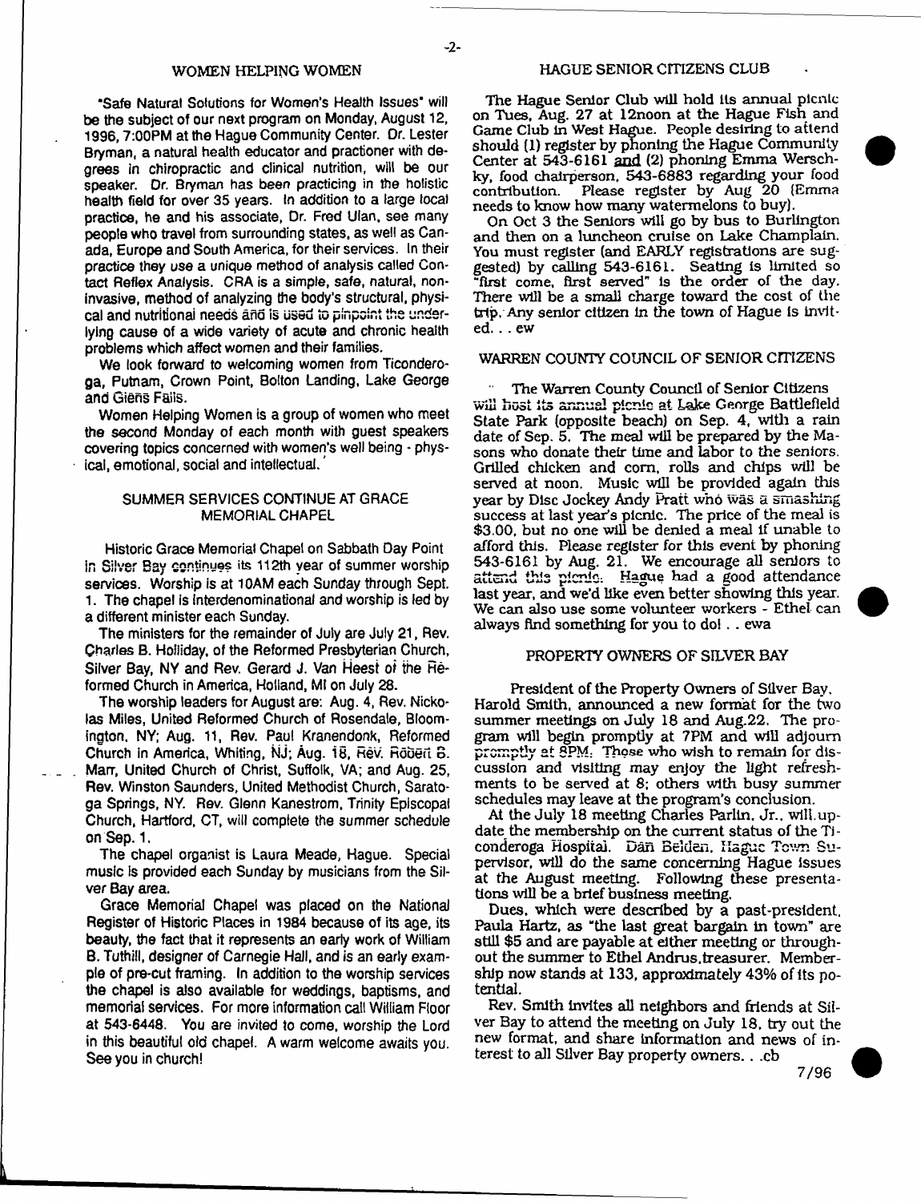## WOMEN HELPING WOMEN

"Safe Natural Solutions for Women's Health Issues" will be the subject of our next program on Monday, August 12, 1996, 7:00PM at the Hague Community Center. Dr. Lester Bryman, a natural health educator and practioner with degrees in chiropractic and clinical nutrition, will be our speaker. Dr. Bryman has been practicing in the holistic health field for over 35 years. In addition to a large local practice, he and his associate, Dr. Fred Ulan, see many people who travel from surrounding states, as well as Canada, Europe and South America, for their services. In their practice they use a unique method of analysis called Contact Reflex Analysis. CRA is a simple, safe, natural, non-invasive, method of analyzing the body's structural, physical and nutritional needs and is used to pinpoint the underlying cause of a wide variety of acute and chronic health problems which affect women and their families.

We look forward to welcoming women from Ticonderoga, Putnam, Crown Point, Bolton Landing, Lake George and Glens Falls.

Women Helping Women is a group of women who meet the second Monday of each month with guest speakers covering topics concerned with women's well being - physical, emotional, social and intellectual.

## SUMMER SERVICES CONTINUE AT GRACE MEMORIAL CHAPEL

Historic Grace Memorial Chapel on Sabbath Day Point in Silver Bay continues its 112th year of summer worship services. Worship is at 10AM each Sunday through Sept. 1. The chapel is interdenominational and worship is led by a different minister each Sunday.

The ministers for the remainder of July are July 21, Rev. Charles B. Holliday, of the Reformed Presbyterian Church, Silver Bay, NY and Rev. Gerard J. Van Heest of the Reformed Church in America, Holland, MI on July 28.

The worship leaders for August are: Aug. 4, Rev. Nickolas Miles, United Reformed Church of Rosendale, Bloomington, NY; Aug. 11, Rev. Paul Kranendonk, Reformed Church in America, Whiting, NJ; Aug. 18, Rev. Robert B. Marr, United Church of Christ, Suffolk, VA; and Aug. 25, Rev. Winston Saunders, United Methodist Church, Saratoga Springs, NY. Rev. Glenn Kanestrom, Trinity Episcopal Church, Hartford, CT, will complete the summer schedule on Sep. 1.

The chapel organist is Laura Meade, Hague. Special music is provided each Sunday by musicians from the Silver Bay area.

Grace Memorial Chapel was placed on the National Register of Historic Places in 1984 because of its age, its beauty, the fact that it represents an early work of William B. Tuthill, designer of Carnegie Hall, and is an early example of pre-cut framing. In addition to the worship services the chapel is also available for weddings, baptisms, and memorial services. For more information call William Floor at 543-6448. You are invited to come, worship the Lord in this beautiful old chapel. A warm welcome awaits you. See you in church!

## HAGUE SENIOR CITIZENS CLUB

The Hague Senior Club will hold its annual picnic on Tues, Aug. 27 at 12noon at the Hague Fish and Game Club in West Hague. People desiring to attend should (1) register by phoning the Hague Community Center at 543-6161 and (2) phoning Emma Werschky, food chairperson, 543-6883 regarding your food contribution. Please register by Aug 20 (Emma needs to know how many watermelons to buy).

On Oct 3 the Seniors will go by bus to Burlington and then on a luncheon cruise on Lake Champlain. You must register (and EARLY registrations are suggested) by calling 543-6161. Seating is limited so "first come, first served" is the order of the day. There will be a small charge toward the cost of the trip. Any senior citizen in the town of Hague is invited. . . ew

## WARREN COUNTY COUNCIL OF SENIOR CITIZENS

The Warren County Council of Senior Citizens will host its annual picnic at Lake George Battlefield State Park (opposite beach) on Sep. 4, with a rain date of Sep. 5. The meal will be prepared by the Masons who donate their time and labor to the seniors. Grilled chicken and corn, rolls and chips will be served at noon. Music will be provided again this year by Disc Jockey Andy Pratt who was a smashing success at last year's picnic. The price of the meal is $3.00, but no one will be denied a meal if unable to afford this. Please register for this event by phoning 543-6161 by Aug. 21. We encourage all seniors to attend this picnic. Hague had a good attendance last year, and we'd like even better showing this year. We can also use some volunteer workers - Ethel can always find something for you to do! . . ewa

## PROPERTY OWNERS OF SILVER BAY

President of the Property Owners of Silver Bay, Harold Smith, announced a new format for the two summer meetings on July 18 and Aug.22. The program will begin promptly at 7PM and will adjourn promptly at 8PM. Those who wish to remain for discussion and visiting may enjoy the light refreshments to be served at 8; others with busy summer schedules may leave at the program's conclusion.

At the July 18 meeting Charles Parlin, Jr., will update the membership on the current status of the Ticonderoga Hospital. Dan Belden, Hague Town Supervisor, will do the same concerning Hague issues at the August meeting. Following these presentations will be a brief business meeting.

Dues, which were described by a past-president, Paula Hartz, as "the last great bargain in town" are still $5 and are payable at either meeting or throughout the summer to Ethel Andrus,treasurer. Membership now stands at 133, approximately 43% of its potential.

Rev. Smith invites all neighbors and friends at Silver Bay to attend the meeting on July 18, try out the new format, and share information and news of interest to all Silver Bay property owners. . .cb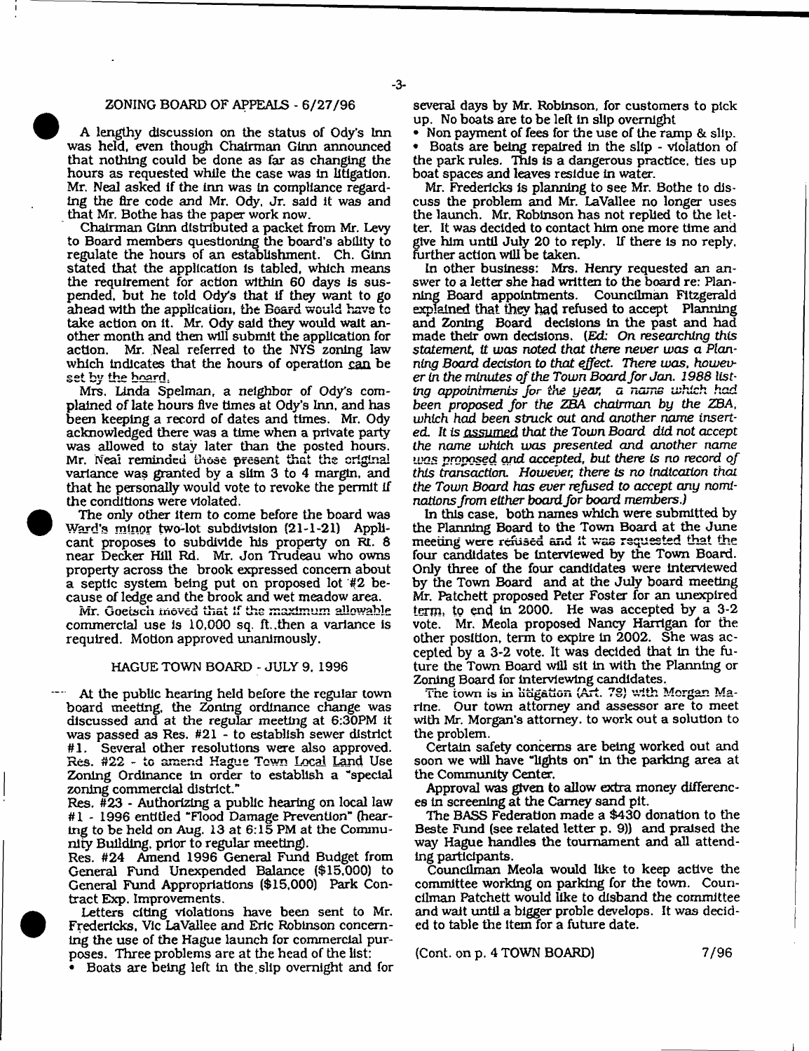## ZONING BOARD OF APPEALS - 6/27/96

A lengthy discussion on the status of Ody's Inn was held, even though Chairman Ginn announced that nothing could be done as far as changing the hours as requested while the case was in litigation. Mr. Neal asked if the inn was in compliance regarding the fire code and Mr. Ody, Jr. said it was and that Mr. Bothe has the paper work now.

Chairman Ginn distributed a packet from Mr. Levy to Board members questioning the board's ability to regulate the hours of an establishment. Ch. Ginn stated that the application is tabled, which means the requirement for action within 60 days is suspended, but he told Ody's that if they want to go ahead with the application, the Board would have to take action on it. Mr. Ody said they would wait another month and then will submit the application for action. Mr. Neal referred to the NYS zoning law which indicates that the hours of operation can be set by the board.

Mrs. Linda Spelman, a neighbor of Ody's complained of late hours five times at Ody's Inn, and has been keeping a record of dates and times. Mr. Ody acknowledged there was a time when a private party was allowed to stay later than the posted hours. Mr. Neal reminded those present that the original variance was granted by a slim 3 to 4 margin, and that he personally would vote to revoke the permit if the conditions were violated.

The only other item to come before the board was Ward's minor two-lot subdivision (21-1-21) Applicant proposes to subdivide his property on Rt. 8 near Decker Hill Rd. Mr. Jon Trudeau who owns property across the brook expressed concern about a septic system being put on proposed lot #2 because of ledge and the brook and wet meadow area.

Mr. Goetsch moved that if the maximum allowable commercial use is 10,000 sq. ft.,then a variance is required. Motion approved unanimously.

## HAGUE TOWN BOARD - JULY 9, 1996

At the public hearing held before the regular town board meeting, the Zoning ordinance change was discussed and at the regular meeting at 6:30PM it was passed as Res. #21 - to establish sewer district #1. Several other resolutions were also approved. Res. #22 - to amend Hague Town Local Land Use Zoning Ordinance in order to establish a "special zoning commercial district."

Res. #23 - Authorizing a public hearing on local law #1 - 1996 entitled "Flood Damage Prevention" (hearing to be held on Aug. 13 at 6:15 PM at the Community Building, prior to regular meeting).

Res. #24 Amend 1996 General Fund Budget from General Fund Unexpended Balance ($15,000) to General Fund Appropriations ($15,000) Park Contract Exp. Improvements.

Letters citing violations have been sent to Mr. Fredericks, Vic LaVallee and Eric Robinson concerning the use of the Hague launch for commercial purposes. Three problems are at the head of the list:

- Boats are being left in the slip overnight and for several days by Mr. Robinson, for customers to pick up. No boats are to be left in slip overnight
- Non payment of fees for the use of the ramp & slip.
- Boats are being repaired in the slip - violation of the park rules. This is a dangerous practice, ties up boat spaces and leaves residue in water.

Mr. Fredericks is planning to see Mr. Bothe to discuss the problem and Mr. LaVallee no longer uses the launch. Mr. Robinson has not replied to the letter. It was decided to contact him one more time and give him until July 20 to reply. If there is no reply, further action will be taken.

In other business: Mrs. Henry requested an answer to a letter she had written to the board re: Planning Board appointments. Councilman Fitzgerald explained that they had refused to accept Planning and Zoning Board decisions in the past and had made their own decisions. (*Ed: On researching this statement, it was noted that there never was a Planning Board decision to that effect. There was, however in the minutes of the Town Board for Jan. 1988 listing appointments for the year, a name which had been proposed for the ZBA chairman by the ZBA, which had been struck out and another name inserted. It is assumed that the Town Board did not accept the name which was presented and another name was proposed and accepted, but there is no record of this transaction. However, there is no indication that the Town Board has ever refused to accept any nominations from either board for board members.*)

In this case, both names which were submitted by the Planning Board to the Town Board at the June meeting were refused and it was requested that the four candidates be interviewed by the Town Board. Only three of the four candidates were interviewed by the Town Board and at the July board meeting Mr. Patchett proposed Peter Foster for an unexpired term, to end in 2000. He was accepted by a 3-2 vote. Mr. Meola proposed Nancy Harrigan for the other position, term to expire in 2002. She was accepted by a 3-2 vote. It was decided that in the future the Town Board will sit in with the Planning or Zoning Board for interviewing candidates.

The town is in litigation (Art. 78) with Morgan Marine. Our town attorney and assessor are to meet with Mr. Morgan's attorney. to work out a solution to the problem.

Certain safety concerns are being worked out and soon we will have "lights on" in the parking area at the Community Center.

Approval was given to allow extra money differences in screening at the Carney sand pit.

The BASS Federation made a $430 donation to the Beste Fund (see related letter p. 9)) and praised the way Hague handles the tournament and all attending participants.

Councilman Meola would like to keep active the committee working on parking for the town. Councilman Patchett would like to disband the committee and wait until a bigger proble develops. It was decided to table the item for a future date.

(Cont. on p. 4 TOWN BOARD) 7/96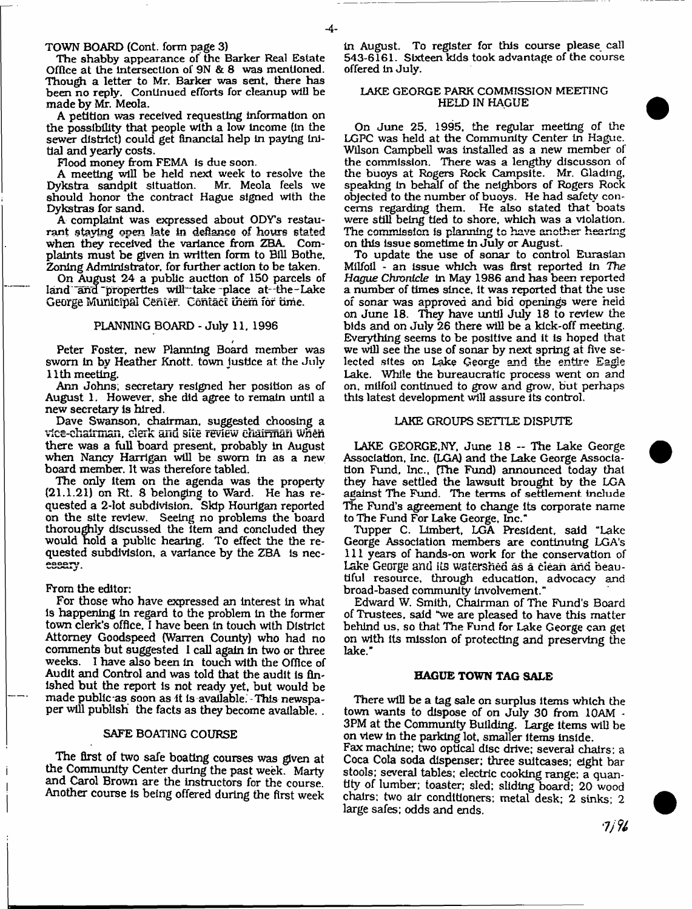TOWN BOARD (Cont. form page 3)

The shabby appearance of the Barker Real Estate Office at the intersection of 9N & 8 was mentioned. Though a letter to Mr. Barker was sent, there has been no reply. Continued efforts for cleanup will be made by Mr. Meola.

A petition was received requesting information on the possibility that people with a low income (in the sewer district) could get financial help in paying initial and yearly costs.

Flood money from FEMA is due soon.

A meeting will be held next week to resolve the Dykstra sandpit situation. Mr. Meola feels we should honor the contract Hague signed with the Dykstras for sand.

A complaint was expressed about ODY's restaurant staying open late in defiance of hours stated when they received the variance from ZBA. Complaints must be given in written form to Bill Bothe, Zoning Administrator, for further action to be taken.

On August 24 a public auction of 150 parcels of land and properties will take place at the Lake George Municipal Center. Contact them for time.

## PLANNING BOARD - July 11, 1996

Peter Foster, new Planning Board member was sworn in by Heather Knott, town justice at the July 11th meeting.

Ann Johns, secretary resigned her position as of August 1. However, she did agree to remain until a new secretary is hired.

Dave Swanson, chairman, suggested choosing a vice-chairman, clerk and site review chairman when there was a full board present, probably in August when Nancy Harrigan will be sworn in as a new board member. It was therefore tabled.

The only item on the agenda was the property (21.1.21) on Rt. 8 belonging to Ward. He has requested a 2-lot subdivision. Skip Hourigan reported on the site review. Seeing no problems the board thoroughly discussed the item and concluded they would hold a public hearing. To effect the the requested subdivision, a variance by the ZBA is necessary.

From the editor:

For those who have expressed an interest in what is happening in regard to the problem in the former town clerk's office, I have been in touch with District Attorney Goodspeed (Warren County) who had no comments but suggested I call again in two or three weeks. I have also been in touch with the Office of Audit and Control and was told that the audit is finished but the report is not ready yet, but would be made public as soon as it is available. This newspaper will publish the facts as they become available. .

## SAFE BOATING COURSE

The first of two safe boating courses was given at the Community Center during the past week. Marty and Carol Brown are the instructors for the course. Another course is being offered during the first week in August. To register for this course please call 543-6161. Sixteen kids took advantage of the course offered in July.

## LAKE GEORGE PARK COMMISSION MEETING HELD IN HAGUE

On June 25, 1995, the regular meeting of the LGPC was held at the Community Center in Hague. Wilson Campbell was installed as a new member of the commission. There was a lengthy discusson of the buoys at Rogers Rock Campsite. Mr. Glading, speaking in behalf of the neighbors of Rogers Rock objected to the number of buoys. He had safety concerns regarding them. He also stated that boats were still being tied to shore, which was a violation. The commission is planning to have another hearing on this issue sometime in July or August.

To update the use of sonar to control Eurasian Milfoil - an issue which was first reported in *The Hague Chronicle* in May 1986 and has been reported a number of times since, it was reported that the use of sonar was approved and bid openings were held on June 18. They have until July 18 to review the bids and on July 26 there will be a kick-off meeting. Everything seems to be positive and it is hoped that we will see the use of sonar by next spring at five selected sites on Lake George and the entire Eagle Lake. While the bureaucratic process went on and on, milfoil continued to grow and grow, but perhaps this latest development will assure its control.

## LAKE GROUPS SETTLE DISPUTE

LAKE GEORGE,NY, June 18 -- The Lake George Association, Inc. (LGA) and the Lake George Association Fund, Inc., (The Fund) announced today that they have settled the lawsuit brought by the LGA against The Fund. The terms of settlement include The Fund's agreement to change its corporate name to The Fund For Lake George, Inc."

Tupper C. Limbert, LGA President, said "Lake George Association members are continuing LGA's 111 years of hands-on work for the conservation of Lake George and its watershed as a clean and beautiful resource, through education, advocacy and broad-based community involvement."

Edward W. Smith, Chairman of The Fund's Board of Trustees, said "we are pleased to have this matter behind us, so that The Fund for Lake George can get on with its mission of protecting and preserving the lake."

## HAGUE TOWN TAG SALE

There will be a tag sale on surplus items which the town wants to dispose of on July 30 from 10AM - 3PM at the Community Building. Large items will be on view in the parking lot, smaller items inside.

Fax machine; two optical disc drive; several chairs; a Coca Cola soda dispenser; three suitcases; eight bar stools; several tables; electric cooking range; a quantity of lumber; toaster; sled; sliding board; 20 wood chairs; two air conditioners; metal desk; 2 sinks; 2 large safes; odds and ends.

7/96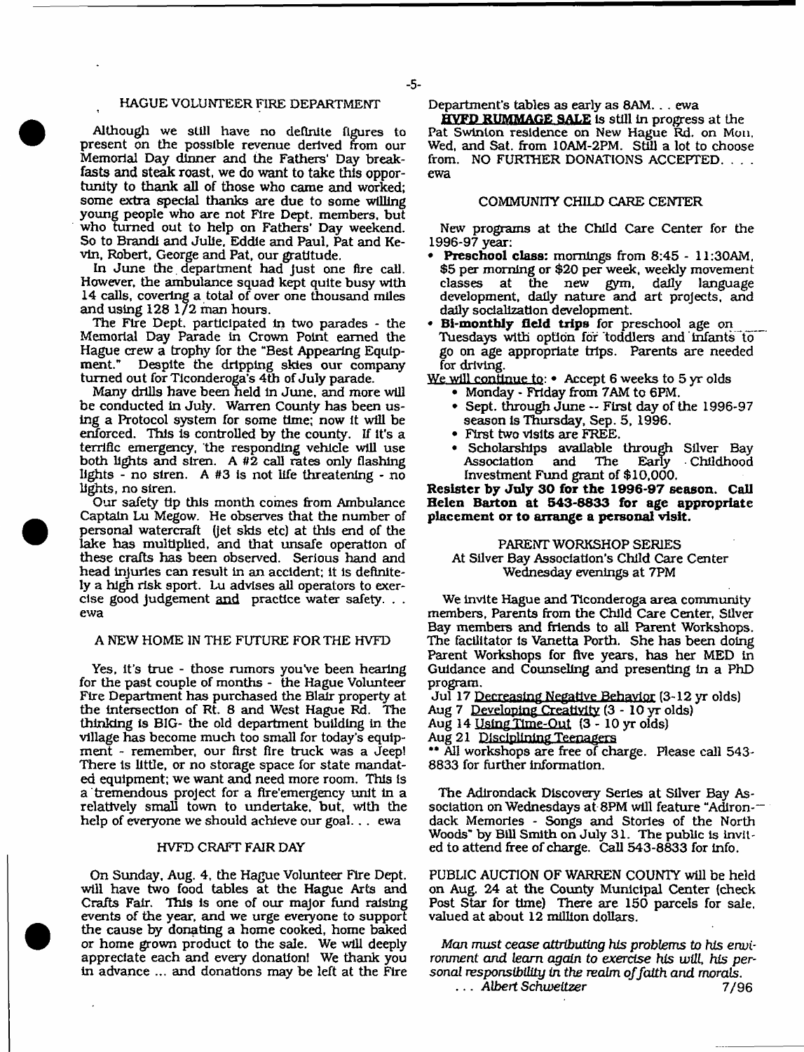## HAGUE VOLUNTEER FIRE DEPARTMENT

Although we still have no definite figures to present on the possible revenue derived from our Memorial Day dinner and the Fathers' Day breakfasts and steak roast, we do want to take this opportunity to thank all of those who came and worked; some extra special thanks are due to some willing young people who are not Fire Dept. members, but who turned out to help on Fathers' Day weekend. So to Brandi and Julie, Eddie and Paul, Pat and Kevin, Robert, George and Pat, our gratitude.

In June the department had just one fire call. However, the ambulance squad kept quite busy with 14 calls, covering a total of over one thousand miles and using 128 1/2 man hours.

The Fire Dept. participated in two parades - the Memorial Day Parade in Crown Point earned the Hague crew a trophy for the "Best Appearing Equipment." Despite the dripping skies our company turned out for Ticonderoga's 4th of July parade.

Many drills have been held in June, and more will be conducted in July. Warren County has been using a Protocol system for some time; now it will be enforced. This is controlled by the county. If it's a terrific emergency, the responding vehicle will use both lights and siren. A #2 call rates only flashing lights - no siren. A #3 is not life threatening - no lights, no siren.

Our safety tip this month comes from Ambulance Captain Lu Megow. He observes that the number of personal watercraft (jet skis etc) at this end of the lake has multiplied, and that unsafe operation of these crafts has been observed. Serious hand and head injuries can result in an accident; it is definitely a high risk sport. Lu advises all operators to exercise good judgement and practice water safety. . . ewa

## A NEW HOME IN THE FUTURE FOR THE HVFD

Yes, it's true - those rumors you've been hearing for the past couple of months - the Hague Volunteer Fire Department has purchased the Blair property at the intersection of Rt. 8 and West Hague Rd. The thinking is BIG- the old department building in the village has become much too small for today's equipment - remember, our first fire truck was a Jeep! There is little, or no storage space for state mandated equipment; we want and need more room. This is a tremendous project for a fire/emergency unit in a relatively small town to undertake, but, with the help of everyone we should achieve our goal. . . ewa

## HVFD CRAFT FAIR DAY

On Sunday, Aug. 4, the Hague Volunteer Fire Dept. will have two food tables at the Hague Arts and Crafts Fair. This is one of our major fund raising events of the year, and we urge everyone to support the cause by donating a home cooked, home baked or home grown product to the sale. We will deeply appreciate each and every donation! We thank you in advance ... and donations may be left at the Fire Department's tables as early as 8AM. . . ewa

**HVFD RUMMAGE SALE** is still in progress at the Pat Swinton residence on New Hague Rd. on Mon. Wed, and Sat. from 10AM-2PM. Still a lot to choose from. NO FURTHER DONATIONS ACCEPTED. . . . ewa

## COMMUNITY CHILD CARE CENTER

New programs at the Child Care Center for the 1996-97 year:

- **Preschool class:** mornings from 8:45 - 11:30AM, $5 per morning or $20 per week, weekly movement classes at the new gym, daily language development, daily nature and art projects, and daily socialization development.
- **Bi-monthly field trips** for preschool age on Tuesdays with option for toddlers and infants to go on age appropriate trips. Parents are needed for driving.

We will continue to: • Accept 6 weeks to 5 yr olds

- Monday - Friday from 7AM to 6PM.
- Sept. through June -- First day of the 1996-97 season is Thursday, Sep. 5, 1996.
- First two visits are FREE.
- Scholarships available through Silver Bay Association and The Early Childhood Investment Fund grant of $10,000.

**Resister by July 30 for the 1996-97 season. Call Helen Barton at 543-8833 for age appropriate placement or to arrange a personal visit.**

PARENT WORKSHOP SERIES
At Silver Bay Association's Child Care Center
Wednesday evenings at 7PM

We invite Hague and Ticonderoga area community members, Parents from the Child Care Center, Silver Bay members and friends to all Parent Workshops. The facilitator is Vanetta Porth. She has been doing Parent Workshops for five years, has her MED in Guidance and Counseling and presenting in a PhD program.

Jul 17 Decreasing Negative Behavior (3-12 yr olds)
Aug 7 Developing Creativity (3 - 10 yr olds)
Aug 14 Using Time-Out (3 - 10 yr olds)
Aug 21 Disciplining Teenagers

** All workshops are free of charge. Please call 543-8833 for further information.

The Adirondack Discovery Series at Silver Bay Association on Wednesdays at 8PM will feature "Adirondack Memories - Songs and Stories of the North Woods" by Bill Smith on July 31. The public is invited to attend free of charge. Call 543-8833 for info.

PUBLIC AUCTION OF WARREN COUNTY will be held on Aug. 24 at the County Municipal Center (check Post Star for time) There are 150 parcels for sale, valued at about 12 million dollars.

*Man must cease attributing his problems to his environment and learn again to exercise his will, his personal responsibility in the realm of faith and morals.*
*. . . Albert Schweitzer* 7/96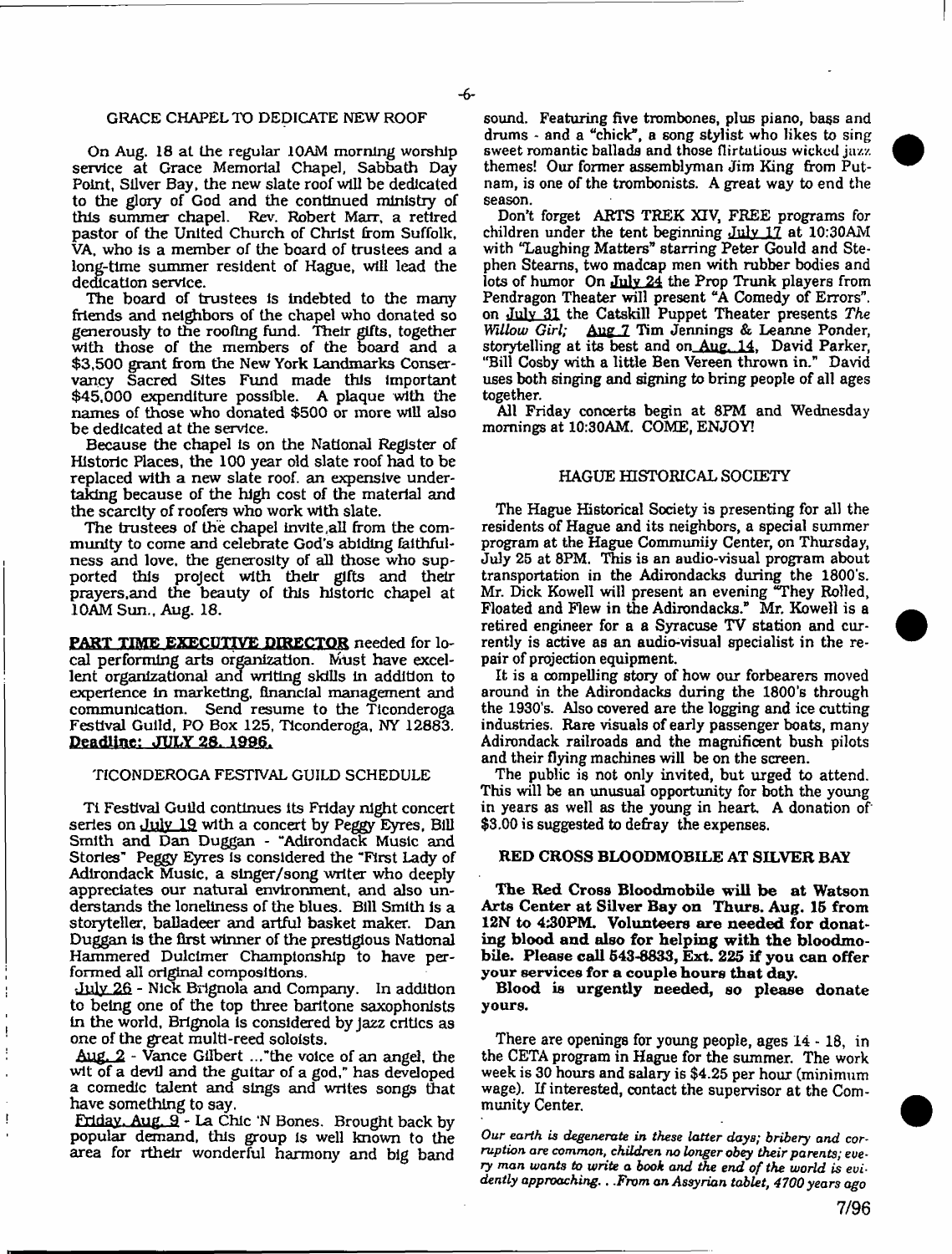## GRACE CHAPEL TO DEDICATE NEW ROOF

On Aug. 18 at the regular 10AM morning worship service at Grace Memorial Chapel, Sabbath Day Point, Silver Bay, the new slate roof will be dedicated to the glory of God and the continued ministry of this summer chapel. Rev. Robert Marr, a retired pastor of the United Church of Christ from Suffolk, VA, who is a member of the board of trustees and a long-time summer resident of Hague, will lead the dedication service.

The board of trustees is indebted to the many friends and neighbors of the chapel who donated so generously to the roofing fund. Their gifts, together with those of the members of the board and a $3,500 grant from the New York Landmarks Conservancy Sacred Sites Fund made this important $45,000 expenditure possible. A plaque with the names of those who donated $500 or more will also be dedicated at the service.

Because the chapel is on the National Register of Historic Places, the 100 year old slate roof had to be replaced with a new slate roof. an expensive undertaking because of the high cost of the material and the scarcity of roofers who work with slate.

The trustees of the chapel invite all from the community to come and celebrate God's abiding faithfulness and love, the generosity of all those who supported this project with their gifts and their prayers,and the beauty of this historic chapel at 10AM Sun., Aug. 18.

**PART TIME EXECUTIVE DIRECTOR** needed for local performing arts organization. Must have excellent organizational and writing skills in addition to experience in marketing, financial management and communication. Send resume to the Ticonderoga Festival Guild, PO Box 125, Ticonderoga, NY 12883. **Deadline: JULY 28, 1996.**

## TICONDEROGA FESTIVAL GUILD SCHEDULE

Ti Festival Guild continues its Friday night concert series on July 19 with a concert by Peggy Eyres, Bill Smith and Dan Duggan - "Adirondack Music and Stories" Peggy Eyres is considered the "First Lady of Adirondack Music, a singer/song writer who deeply appreciates our natural environment, and also understands the loneliness of the blues. Bill Smith is a storyteller, balladeer and artful basket maker. Dan Duggan is the first winner of the prestigious National Hammered Dulcimer Championship to have performed all original compositions.

July 26 - Nick Brignola and Company. In addition to being one of the top three baritone saxophonists in the world, Brignola is considered by jazz critics as one of the great multi-reed soloists.

Aug. 2 - Vance Gilbert ..."the voice of an angel, the wit of a devil and the guitar of a god," has developed a comedic talent and sings and writes songs that have something to say.

Friday, Aug. 9 - La Chic 'N Bones. Brought back by popular demand, this group is well known to the area for rtheir wonderful harmony and big band sound. Featuring five trombones, plus piano, bass and drums - and a "chick", a song stylist who likes to sing sweet romantic ballads and those flirtatious wicked jazz themes! Our former assemblyman Jim King from Putnam, is one of the trombonists. A great way to end the season.

Don't forget ARTS TREK XIV, FREE programs for children under the tent beginning July 17 at 10:30AM with "Laughing Matters" starring Peter Gould and Stephen Stearns, two madcap men with rubber bodies and lots of humor On July 24 the Prop Trunk players from Pendragon Theater will present "A Comedy of Errors". on July 31 the Catskill Puppet Theater presents *The Willow Girl;* Aug 7 Tim Jennings & Leanne Ponder, storytelling at its best and on Aug. 14, David Parker, "Bill Cosby with a little Ben Vereen thrown in." David uses both singing and signing to bring people of all ages together.

All Friday concerts begin at 8PM and Wednesday mornings at 10:30AM. COME, ENJOY!

## HAGUE HISTORICAL SOCIETY

The Hague Historical Society is presenting for all the residents of Hague and its neighbors, a special summer program at the Hague Community Center, on Thursday, July 25 at 8PM. This is an audio-visual program about transportation in the Adirondacks during the 1800's. Mr. Dick Kowell will present an evening "They Rolled, Floated and Flew in the Adirondacks." Mr. Kowell is a retired engineer for a a Syracuse TV station and currently is active as an audio-visual specialist in the repair of projection equipment.

It is a compelling story of how our forbearers moved around in the Adirondacks during the 1800's through the 1930's. Also covered are the logging and ice cutting industries. Rare visuals of early passenger boats, many Adirondack railroads and the magnificent bush pilots and their flying machines will be on the screen.

The public is not only invited, but urged to attend. This will be an unusual opportunity for both the young in years as well as the young in heart. A donation of $3.00 is suggested to defray the expenses.

## RED CROSS BLOODMOBILE AT SILVER BAY

**The Red Cross Bloodmobile will be at Watson Arts Center at Silver Bay on Thurs. Aug. 15 from 12N to 4:30PM. Volunteers are needed for donating blood and also for helping with the bloodmobile. Please call 543-8833, Ext. 225 if you can offer your services for a couple hours that day.**

**Blood is urgently needed, so please donate yours.**

There are openings for young people, ages 14 - 18, in the CETA program in Hague for the summer. The work week is 30 hours and salary is $4.25 per hour (minimum wage). If interested, contact the supervisor at the Community Center.

*Our earth is degenerate in these latter days; bribery and corruption are common, children no longer obey their parents; every man wants to write a book and the end of the world is evidently approaching. . .From an Assyrian tablet, 4700 years ago*

7/96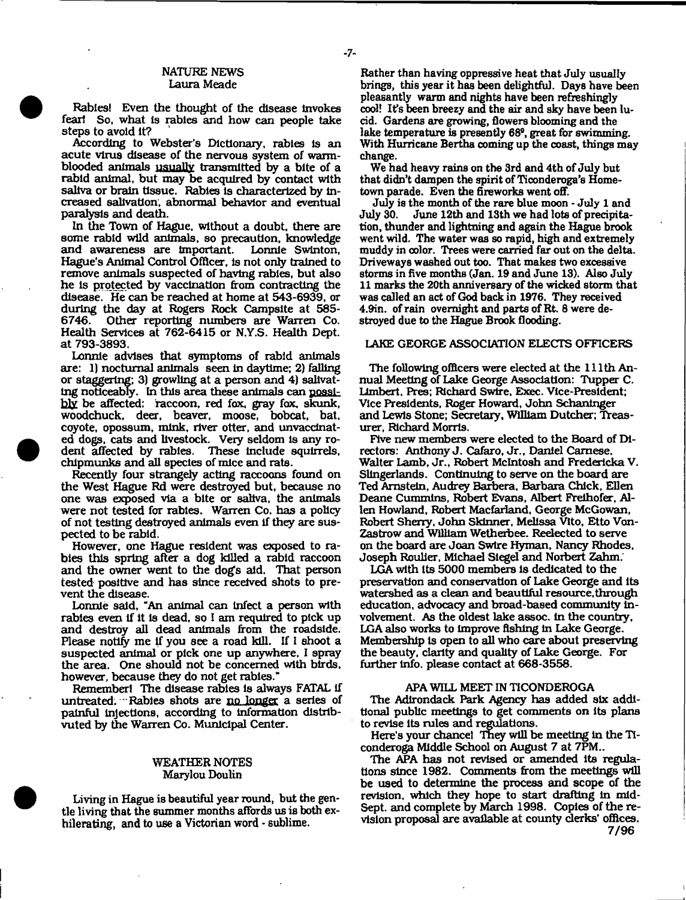## NATURE NEWS
Laura Meade

Rabies! Even the thought of the disease invokes fear! So, what is rabies and how can people take steps to avoid it?

According to Webster's Dictionary, rabies is an acute virus disease of the nervous system of warm-blooded animals usually transmitted by a bite of a rabid animal, but may be acquired by contact with saliva or brain tissue. Rabies is characterized by increased salivation, abnormal behavior and eventual paralysis and death.

In the Town of Hague, without a doubt, there are some rabid wild animals, so precaution, knowledge and awareness are important. Lonnie Swinton, Hague's Animal Control Officer, is not only trained to remove animals suspected of having rabies, but also he is protected by vaccination from contracting the disease. He can be reached at home at 543-6939, or during the day at Rogers Rock Campsite at 585-6746. Other reporting numbers are Warren Co. Health Services at 762-6415 or N.Y.S. Health Dept. at 793-3893.

Lonnie advises that symptoms of rabid animals are: 1) nocturnal animals seen in daytime; 2) falling or staggering; 3) growling at a person and 4) salivating noticeably. In this area these animals can possibly be affected: raccoon, red fox, gray fox, skunk, woodchuck, deer, beaver, moose, bobcat, bat, coyote, opossum, mink, river otter, and unvaccinated dogs, cats and livestock. Very seldom is any rodent affected by rabies. These include squirrels, chipmunks and all species of mice and rats.

Recently four strangely acting raccoons found on the West Hague Rd were destroyed but, because no one was exposed via a bite or saliva, the animals were not tested for rabies. Warren Co. has a policy of not testing destroyed animals even if they are suspected to be rabid.

However, one Hague resident was exposed to rabies this spring after a dog killed a rabid raccoon and the owner went to the dog's aid. That person tested positive and has since received shots to prevent the disease.

Lonnie said, "An animal can infect a person with rabies even if it is dead, so I am required to pick up and destroy all dead animals from the roadside. Please notify me if you see a road kill. If I shoot a suspected animal or pick one up anywhere, I spray the area. One should not be concerned with birds, however, because they do not get rabies."

Remember! The disease rabies is always FATAL if untreated. Rabies shots are no longer a series of painful injections, according to information distributed by the Warren Co. Municipal Center.

## WEATHER NOTES
Marylou Doulin

Living in Hague is beautiful year round, but the gentle living that the summer months affords us is both exhilerating, and to use a Victorian word - sublime.

Rather than having oppressive heat that July usually brings, this year it has been delightful. Days have been pleasantly warm and nights have been refreshingly cool! It's been breezy and the air and sky have been lucid. Gardens are growing, flowers blooming and the lake temperature is presently 68°, great for swimming. With Hurricane Bertha coming up the coast, things may change.

We had heavy rains on the 3rd and 4th of July but that didn't dampen the spirit of Ticonderoga's Hometown parade. Even the fireworks went off.

July is the month of the rare blue moon - July 1 and July 30. June 12th and 13th we had lots of precipitation, thunder and lightning and again the Hague brook went wild. The water was so rapid, high and extremely muddy in color. Trees were carried far out on the delta. Driveways washed out too. That makes two excessive storms in five months (Jan. 19 and June 13). Also July 11 marks the 20th anniversary of the wicked storm that was called an act of God back in 1976. They received 4.9in. of rain overnight and parts of Rt. 8 were destroyed due to the Hague Brook flooding.

## LAKE GEORGE ASSOCIATION ELECTS OFFICERS

The following officers were elected at the 111th Annual Meeting of Lake George Association: Tupper C. Limbert, Pres; Richard Swire, Exec. Vice-President; Vice Presidents, Roger Howard, John Schaninger and Lewis Stone; Secretary, William Dutcher; Treasurer, Richard Morris.

Five new members were elected to the Board of Directors: Anthony J. Cafaro, Jr., Daniel Carnese, Walter Lamb, Jr., Robert McIntosh and Fredericka V. Slingerlands. Continuing to serve on the board are Ted Arnstein, Audrey Barbera, Barbara Chick, Ellen Deane Cummins, Robert Evans, Albert Freihofer, Allen Howland, Robert Macfarland, George McGowan, Robert Sherry, John Skinner, Melissa Vito, Etto Von-Zastrow and William Wetherbee. Reelected to serve on the board are Joan Swire Hyman, Nancy Rhodes, Joseph Roulier, Michael Siegel and Norbert Zahm.

LGA with its 5000 members is dedicated to the preservation and conservation of Lake George and its watershed as a clean and beautiful resource, through education, advocacy and broad-based community involvement. As the oldest lake assoc. in the country, LGA also works to improve fishing in Lake George. Membership is open to all who care about preserving the beauty, clarity and quality of Lake George. For further info. please contact at 668-3558.

## APA WILL MEET IN TICONDEROGA

The Adirondack Park Agency has added six additional public meetings to get comments on its plans to revise its rules and regulations.

Here's your chance! They will be meeting in the Ticonderoga Middle School on August 7 at 7PM..

The APA has not revised or amended its regulations since 1982. Comments from the meetings will be used to determine the process and scope of the revision, which they hope to start drafting in mid-Sept. and complete by March 1998. Copies of the revision proposal are available at county clerks' offices.

7/96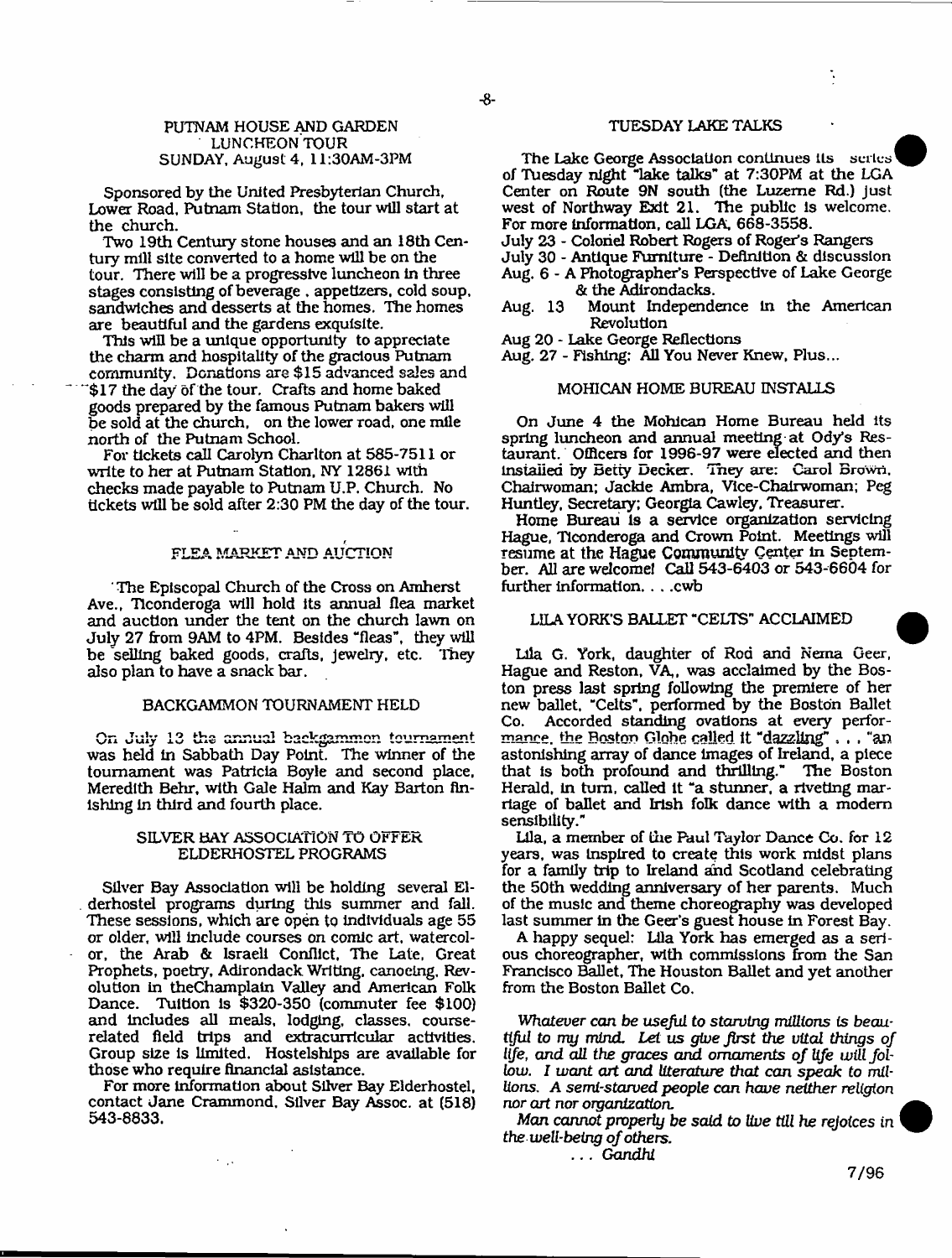## PUTNAM HOUSE AND GARDEN LUNCHEON TOUR
SUNDAY, August 4, 11:30AM-3PM

Sponsored by the United Presbyterian Church, Lower Road, Putnam Station, the tour will start at the church.

Two 19th Century stone houses and an 18th Century mill site converted to a home will be on the tour. There will be a progressive luncheon in three stages consisting of beverage, appetizers, cold soup, sandwiches and desserts at the homes. The homes are beautiful and the gardens exquisite.

This will be a unique opportunity to appreciate the charm and hospitality of the gracious Putnam community. Donations are $15 advanced sales and $17 the day of the tour. Crafts and home baked goods prepared by the famous Putnam bakers will be sold at the church, on the lower road, one mile north of the Putnam School.

For tickets call Carolyn Charlton at 585-7511 or write to her at Putnam Station, NY 12861 with checks made payable to Putnam U.P. Church. No tickets will be sold after 2:30 PM the day of the tour.

## FLEA MARKET AND AUCTION

The Episcopal Church of the Cross on Amherst Ave., Ticonderoga will hold its annual flea market and auction under the tent on the church lawn on July 27 from 9AM to 4PM. Besides "fleas", they will be selling baked goods, crafts, jewelry, etc. They also plan to have a snack bar.

## BACKGAMMON TOURNAMENT HELD

On July 13 the annual backgammon tournament was held in Sabbath Day Point. The winner of the tournament was Patricia Boyle and second place, Meredith Behr, with Gale Halm and Kay Barton finishing in third and fourth place.

## SILVER BAY ASSOCIATION TO OFFER ELDERHOSTEL PROGRAMS

Silver Bay Association will be holding several Elderhostel programs during this summer and fall. These sessions, which are open to individuals age 55 or older, will include courses on comic art, watercolor, the Arab & Israeli Conflict, The Late, Great Prophets, poetry, Adirondack Writing, canoeing, Revolution in theChamplain Valley and American Folk Dance. Tuition is $320-350 (commuter fee $100) and includes all meals, lodging, classes, course-related field trips and extracurricular activities. Group size is limited. Hostelships are available for those who require financial asistance.

For more information about Silver Bay Elderhostel, contact Jane Crammond, Silver Bay Assoc. at (518) 543-8833.

## TUESDAY LAKE TALKS

The Lake George Association continues its series of Tuesday night "lake talks" at 7:30PM at the LGA Center on Route 9N south (the Luzerne Rd.) just west of Northway Exit 21. The public is welcome. For more information, call LGA, 668-3558.

July 23 - Colonel Robert Rogers of Roger's Rangers
July 30 - Antique Furniture - Definition & discussion
Aug. 6 - A Photographer's Perspective of Lake George & the Adirondacks.
Aug. 13 Mount Independence in the American Revolution
Aug 20 - Lake George Reflections
Aug. 27 - Fishing: All You Never Knew, Plus...

## MOHICAN HOME BUREAU INSTALLS

On June 4 the Mohican Home Bureau held its spring luncheon and annual meeting at Ody's Restaurant. Officers for 1996-97 were elected and then installed by Betty Decker. They are: Carol Brown, Chairwoman; Jackie Ambra, Vice-Chairwoman; Peg Huntley, Secretary; Georgia Cawley, Treasurer.

Home Bureau is a service organization servicing Hague, Ticonderoga and Crown Point. Meetings will resume at the Hague Community Center in September. All are welcome! Call 543-6403 or 543-6604 for further information. . . .cwb

## LILA YORK'S BALLET "CELTS" ACCLAIMED

Lila G. York, daughter of Rod and Nema Geer, Hague and Reston, VA., was acclaimed by the Boston press last spring following the premiere of her new ballet, "Celts", performed by the Boston Ballet Co. Accorded standing ovations at every performance, the Boston Globe called it "dazzling" . . . "an astonishing array of dance images of Ireland, a piece that is both profound and thrilling." The Boston Herald, in turn, called it "a stunner, a riveting marriage of ballet and Irish folk dance with a modern sensibility."

Lila, a member of the Paul Taylor Dance Co. for 12 years, was inspired to create this work midst plans for a family trip to Ireland and Scotland celebrating the 50th wedding anniversary of her parents. Much of the music and theme choreography was developed last summer in the Geer's guest house in Forest Bay.

A happy sequel: Lila York has emerged as a serious choreographer, with commissions from the San Francisco Ballet, The Houston Ballet and yet another from the Boston Ballet Co.

*Whatever can be useful to starving millions is beautiful to my mind. Let us give first the vital things of life, and all the graces and ornaments of life will follow. I want art and literature that can speak to millions. A semi-starved people can have neither religion nor art nor organization.*

*Man cannot properly be said to live till he rejoices in the well-being of others.*

*. . . Gandhi*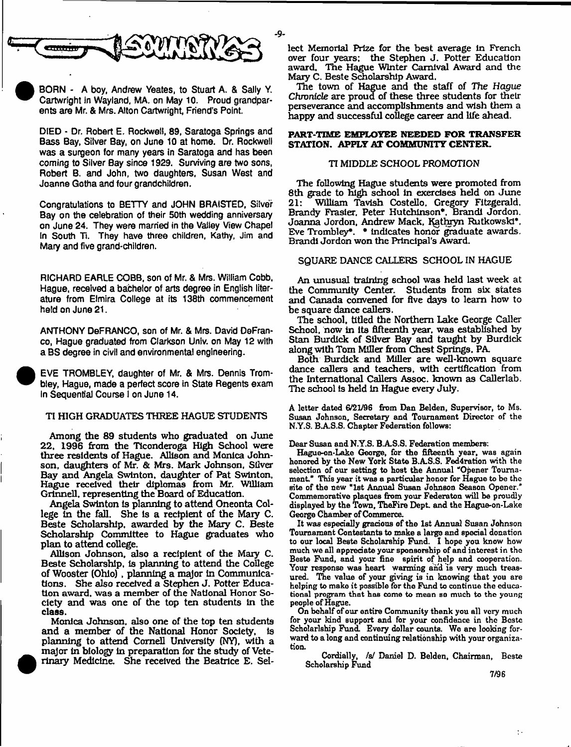## SOUNDINGS

BORN - A boy, Andrew Yeates, to Stuart A. & Sally Y. Cartwright in Wayland, MA. on May 10. Proud grandparents are Mr. & Mrs. Alton Cartwright, Friend's Point.

DIED - Dr. Robert E. Rockwell, 89, Saratoga Springs and Bass Bay, Silver Bay, on June 10 at home. Dr. Rockwell was a surgeon for many years in Saratoga and has been coming to Silver Bay since 1929. Surviving are two sons, Robert B. and John, two daughters, Susan West and Joanne Gotha and four grandchildren.

Congratulations to BETTY and JOHN BRAISTED, Silver Bay on the celebration of their 50th wedding anniversary on June 24. They were married in the Valley View Chapel in South Ti. They have three children, Kathy, Jim and Mary and five grand-children.

RICHARD EARLE COBB, son of Mr. & Mrs. William Cobb, Hague, received a bachelor of arts degree in English literature from Elmira College at its 138th commencement held on June 21.

ANTHONY DeFRANCO, son of Mr. & Mrs. David DeFranco, Hague graduated from Clarkson Univ. on May 12 with a BS degree in civil and environmental engineering.

EVE TROMBLEY, daughter of Mr. & Mrs. Dennis Trombley, Hague, made a perfect score in State Regents exam in Sequential Course I on June 14.

### TI HIGH GRADUATES THREE HAGUE STUDENTS

Among the 89 students who graduated on June 22, 1996 from the Ticonderoga High School were three residents of Hague. Allison and Monica Johnson, daughters of Mr. & Mrs. Mark Johnson, Silver Bay and Angela Swinton, daughter of Pat Swinton, Hague received their diplomas from Mr. William Grinnell, representing the Board of Education.

Angela Swinton is planning to attend Oneonta College in the fall. She is a recipient of the Mary C. Beste Scholarship, awarded by the Mary C. Beste Scholarship Committee to Hague graduates who plan to attend college.

Allison Johnson, also a recipient of the Mary C. Beste Scholarship, is planning to attend the College of Wooster (Ohio) , planning a major in Communications. She also received a Stephen J. Potter Education award, was a member of the National Honor Society and was one of the top ten students in the class.

Monica Johnson, also one of the top ten students and a member of the National Honor Society, is planning to attend Cornell University (NY), with a major in biology in preparation for the study of Veterinary Medicine. She received the Beatrice E. Sellect Memorial Prize for the best average in French over four years; the Stephen J. Potter Education award, The Hague Winter Carnival Award and the Mary C. Beste Scholarship Award.

The town of Hague and the staff of *The Hague Chronicle* are proud of these three students for their perseverance and accomplishments and wish them a happy and successful college career and life ahead.

**PART-TIME EMPLOYEE NEEDED FOR TRANSFER STATION. APPLY AT COMMUNITY CENTER.**

### TI MIDDLE SCHOOL PROMOTION

The following Hague students were promoted from 8th grade to high school in exercises held on June 21: William Tavish Costello, Gregory Fitzgerald, Brandy Frasier, Peter Hutchinson*, Brandi Jordon, Joanna Jordon, Andrew Mack, Kathryn Rutkowski*, Eve Trombley*. * indicates honor graduate awards. Brandi Jordon won the Principal's Award.

### SQUARE DANCE CALLERS SCHOOL IN HAGUE

An unusual training school was held last week at the Community Center. Students from six states and Canada convened for five days to learn how to be square dance callers.

The school, titled the Northern Lake George Caller School, now in its fifteenth year, was established by Stan Burdick of Silver Bay and taught by Burdick along with Tom Miller from Chest Springs, PA.

Both Burdick and Miller are well-known square dance callers and teachers, with certification from the International Callers Assoc. known as Callerlab. The school is held in Hague every July.

A letter dated 6/21/96 from Dan Belden, Supervisor, to Ms. Susan Johnson, Secretary and Tournament Director of the N.Y.S. B.A.S.S. Chapter Federation follows:

Dear Susan and N.Y.S. B.A.S.S. Federation members:

Hague-on-Lake George, for the fifteenth year, was again honored by the New York State B.A.S.S. Fed4ration with the selection of our setting to host the Annual "Opener Tournament." This year it was a particular honor for Hague to be the site of the new "1st Annual Susan Johnson Season Opener." Commemorative plaques from your Federaton will be proudly displayed by the Town, TheFire Dept. and the Hague-on-Lake George Chamber of Commerce.

It was especially gracious of the 1st Annual Susan Johnson Tournament Contestants to make a large and special donation to our local Beste Scholarship Fund. I hope you know how much we all appreciate your sponsorship of and interest in the Beste Fund, and your fine spirit of help and cooperation. Your response was heart warming and is very much treasured. The value of your giving is in knowing that you are helping to make it possible for the Fund to continue the educational program that has come to mean so much to the young people of Hague.

On behalf of our entire Community thank you all very much for your kind support and for your confidence in the Beste Scholarship Fund. Every dollar counts. We are looking forward to a long and continuing relationship with your organization.

Cordially, /s/ Daniel D. Belden, Chairman, Beste Scholarship Fund

7/96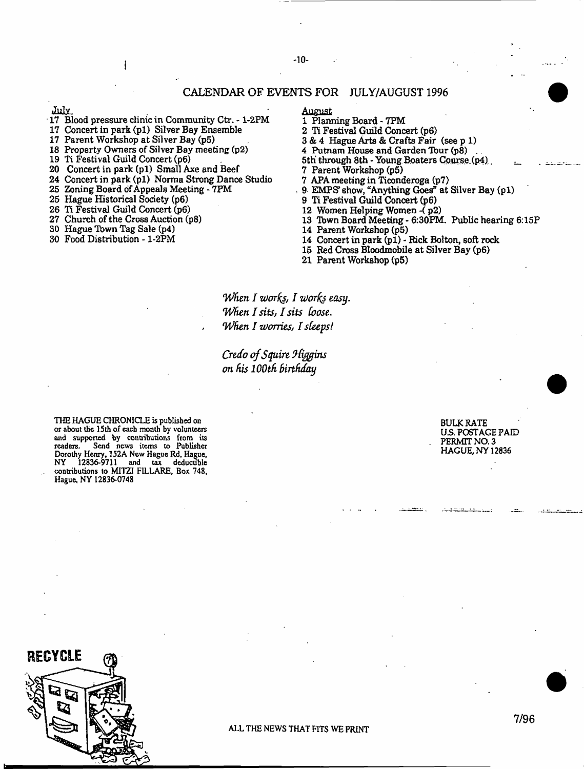# CALENDAR OF EVENTS FOR JULY/AUGUST 1996

**July**

- 17 Blood pressure clinic in Community Ctr. - 1-2PM
- 17 Concert in park (p1) Silver Bay Ensemble
- 17 Parent Workshop at Silver Bay (p5)
- 18 Property Owners of Silver Bay meeting (p2)
- 19 Ti Festival Guild Concert (p6)
- 20 Concert in park (p1) Small Axe and Beef
- 24 Concert in park (p1) Norma Strong Dance Studio
- 25 Zoning Board of Appeals Meeting - 7PM
- 25 Hague Historical Society (p6)
- 26 Ti Festival Guild Concert (p6)
- 27 Church of the Cross Auction (p8)
- 30 Hague Town Tag Sale (p4)
- 30 Food Distribution - 1-2PM

**August**

- 1 Planning Board - 7PM
- 2 Ti Festival Guild Concert (p6)
- 3 & 4 Hague Arts & Crafts Fair (see p 1)
- 4 Putnam House and Garden Tour (p8)
- 5th through 8th - Young Boaters Course (p4)
- 7 Parent Workshop (p5)
- 7 APA meeting in Ticonderoga (p7)
- 9 EMPS' show, "Anything Goes" at Silver Bay (p1)
- 9 Ti Festival Guild Concert (p6)
- 12 Women Helping Women (p2)
- 13 Town Board Meeting - 6:30PM. Public hearing 6:15P
- 14 Parent Workshop (p5)
- 14 Concert in park (p1) - Rick Bolton, soft rock
- 15 Red Cross Bloodmobile at Silver Bay (p6)
- 21 Parent Workshop (p5)

*When I works, I works easy.*
*When I sits, I sits loose.*
*When I worries, I sleeps!*

*Credo of Squire Higgins on his 100th birthday*

THE HAGUE CHRONICLE is published on or about the 15th of each month by volunteers and supported by contributions from its readers. Send news items to Publisher Dorothy Henry, 152A New Hague Rd, Hague, NY 12836-9711 and tax deductible contributions to MITZI FILLARE, Box 748, Hague, NY 12836-0748

BULK RATE
U.S. POSTAGE PAID
PERMIT NO. 3
HAGUE, NY 12836

RECYCLE

ALL THE NEWS THAT FITS WE PRINT

7/96